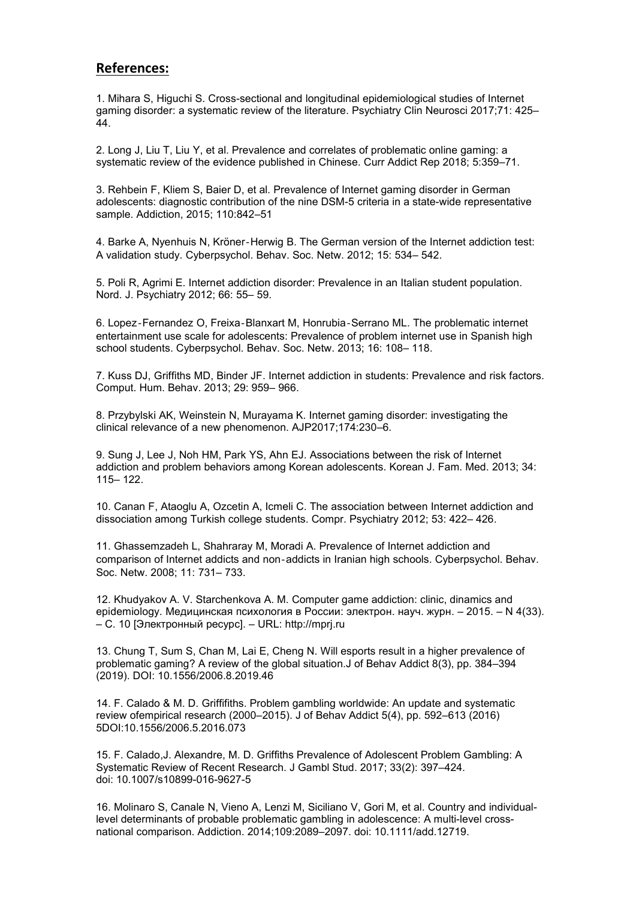## References:

1. Mihara S, Higuchi S. Cross-sectional and longitudinal epidemiological studies of Internet gaming disorder: a systematic review of the literature. Psychiatry Clin Neurosci 2017;71: 425–44.

2. Long J, Liu T, Liu Y, et al. Prevalence and correlates of problematic online gaming: a systematic review of the evidence published in Chinese. Curr Addict Rep 2018; 5:359–71.

3. Rehbein F, Kliem S, Baier D, et al. Prevalence of Internet gaming disorder in German adolescents: diagnostic contribution of the nine DSM-5 criteria in a state-wide representative sample. Addiction, 2015; 110:842–51

4. Barke A, Nyenhuis N, Kröner‐Herwig B. The German version of the Internet addiction test: A validation study. Cyberpsychol. Behav. Soc. Netw. 2012; 15: 534– 542.

5. Poli R, Agrimi E. Internet addiction disorder: Prevalence in an Italian student population. Nord. J. Psychiatry 2012; 66: 55– 59.

6. Lopez‐Fernandez O, Freixa‐Blanxart M, Honrubia‐Serrano ML. The problematic internet entertainment use scale for adolescents: Prevalence of problem internet use in Spanish high school students. Cyberpsychol. Behav. Soc. Netw. 2013; 16: 108– 118.

7. Kuss DJ, Griffiths MD, Binder JF. Internet addiction in students: Prevalence and risk factors. Comput. Hum. Behav. 2013; 29: 959– 966.

8. Przybylski AK, Weinstein N, Murayama K. Internet gaming disorder: investigating the clinical relevance of a new phenomenon. AJP2017;174:230–6.

9. Sung J, Lee J, Noh HM, Park YS, Ahn EJ. Associations between the risk of Internet addiction and problem behaviors among Korean adolescents. Korean J. Fam. Med. 2013; 34: 115– 122.

10. Canan F, Ataoglu A, Ozcetin A, Icmeli C. The association between Internet addiction and dissociation among Turkish college students. Compr. Psychiatry 2012; 53: 422– 426.

11. Ghassemzadeh L, Shahraray M, Moradi A. Prevalence of Internet addiction and comparison of Internet addicts and non‐addicts in Iranian high schools. Cyberpsychol. Behav. Soc. Netw. 2008; 11: 731– 733.

12. Khudyakov A. V. Starchenkova A. M. Computer game addiction: clinic, dinamics and epidemiology. Медицинская психология в России: электрон. науч. журн. – 2015. – N 4(33). – C. 10 [Электронный ресурс]. – URL: http://mprj.ru

13. Chung T, Sum S, Chan M, Lai E, Cheng N. Will esports result in a higher prevalence of problematic gaming? A review of the global situation.J of Behav Addict 8(3), pp. 384–394 (2019). DOI: 10.1556/2006.8.2019.46

14. F. Calado & M. D. Griffifiths. Problem gambling worldwide: An update and systematic review ofempirical research (2000–2015). J of Behav Addict 5(4), pp. 592–613 (2016) 5DOI:10.1556/2006.5.2016.073

15. F. Calado,J. Alexandre, M. D. Griffiths Prevalence of Adolescent Problem Gambling: A Systematic Review of Recent Research. J Gambl Stud. 2017; 33(2): 397–424. doi: 10.1007/s10899-016-9627-5

16. Molinaro S, Canale N, Vieno A, Lenzi M, Siciliano V, Gori M, et al. Country and individual-level determinants of probable problematic gambling in adolescence: A multi-level cross-national comparison. Addiction. 2014;109:2089–2097. doi: 10.1111/add.12719.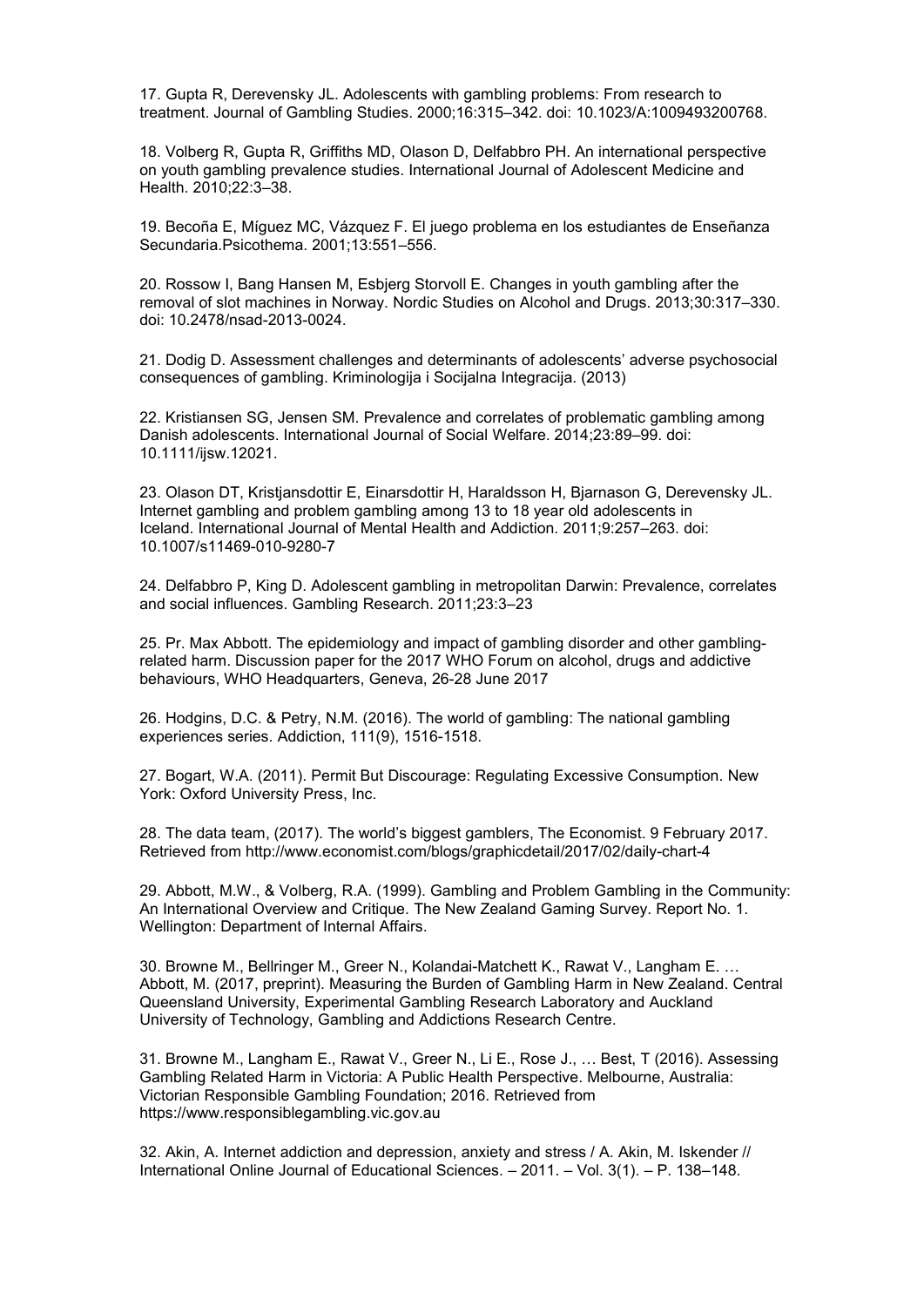17. Gupta R, Derevensky JL. Adolescents with gambling problems: From research to treatment. Journal of Gambling Studies. 2000;16:315–342. doi: 10.1023/A:1009493200768.

18. Volberg R, Gupta R, Griffiths MD, Olason D, Delfabbro PH. An international perspective on youth gambling prevalence studies. International Journal of Adolescent Medicine and Health. 2010;22:3–38.

19. Becoña E, Míguez MC, Vázquez F. El juego problema en los estudiantes de Enseñanza Secundaria.Psicothema. 2001;13:551–556.

20. Rossow I, Bang Hansen M, Esbjerg Storvoll E. Changes in youth gambling after the removal of slot machines in Norway. Nordic Studies on Alcohol and Drugs. 2013;30:317–330. doi: 10.2478/nsad-2013-0024.

21. Dodig D. Assessment challenges and determinants of adolescents' adverse psychosocial consequences of gambling. Kriminologija i Socijalna Integracija. (2013)

22. Kristiansen SG, Jensen SM. Prevalence and correlates of problematic gambling among Danish adolescents. International Journal of Social Welfare. 2014;23:89–99. doi: 10.1111/ijsw.12021.

23. Olason DT, Kristjansdottir E, Einarsdottir H, Haraldsson H, Bjarnason G, Derevensky JL. Internet gambling and problem gambling among 13 to 18 year old adolescents in Iceland. International Journal of Mental Health and Addiction. 2011;9:257–263. doi: 10.1007/s11469-010-9280-7

24. Delfabbro P, King D. Adolescent gambling in metropolitan Darwin: Prevalence, correlates and social influences. Gambling Research. 2011;23:3–23

25. Pr. Max Abbott. The epidemiology and impact of gambling disorder and other gambling-related harm. Discussion paper for the 2017 WHO Forum on alcohol, drugs and addictive behaviours, WHO Headquarters, Geneva, 26-28 June 2017

26. Hodgins, D.C. & Petry, N.M. (2016). The world of gambling: The national gambling experiences series. Addiction, 111(9), 1516-1518.

27. Bogart, W.A. (2011). Permit But Discourage: Regulating Excessive Consumption. New York: Oxford University Press, Inc.

28. The data team, (2017). The world's biggest gamblers, The Economist. 9 February 2017. Retrieved from http://www.economist.com/blogs/graphicdetail/2017/02/daily-chart-4

29. Abbott, M.W., & Volberg, R.A. (1999). Gambling and Problem Gambling in the Community: An International Overview and Critique. The New Zealand Gaming Survey. Report No. 1. Wellington: Department of Internal Affairs.

30. Browne M., Bellringer M., Greer N., Kolandai-Matchett K., Rawat V., Langham E. … Abbott, M. (2017, preprint). Measuring the Burden of Gambling Harm in New Zealand. Central Queensland University, Experimental Gambling Research Laboratory and Auckland University of Technology, Gambling and Addictions Research Centre.

31. Browne M., Langham E., Rawat V., Greer N., Li E., Rose J., … Best, T (2016). Assessing Gambling Related Harm in Victoria: A Public Health Perspective. Melbourne, Australia: Victorian Responsible Gambling Foundation; 2016. Retrieved from https://www.responsiblegambling.vic.gov.au

32. Akin, A. Internet addiction and depression, anxiety and stress / A. Akin, M. Iskender // International Online Journal of Educational Sciences. – 2011. – Vol. 3(1). – P. 138–148.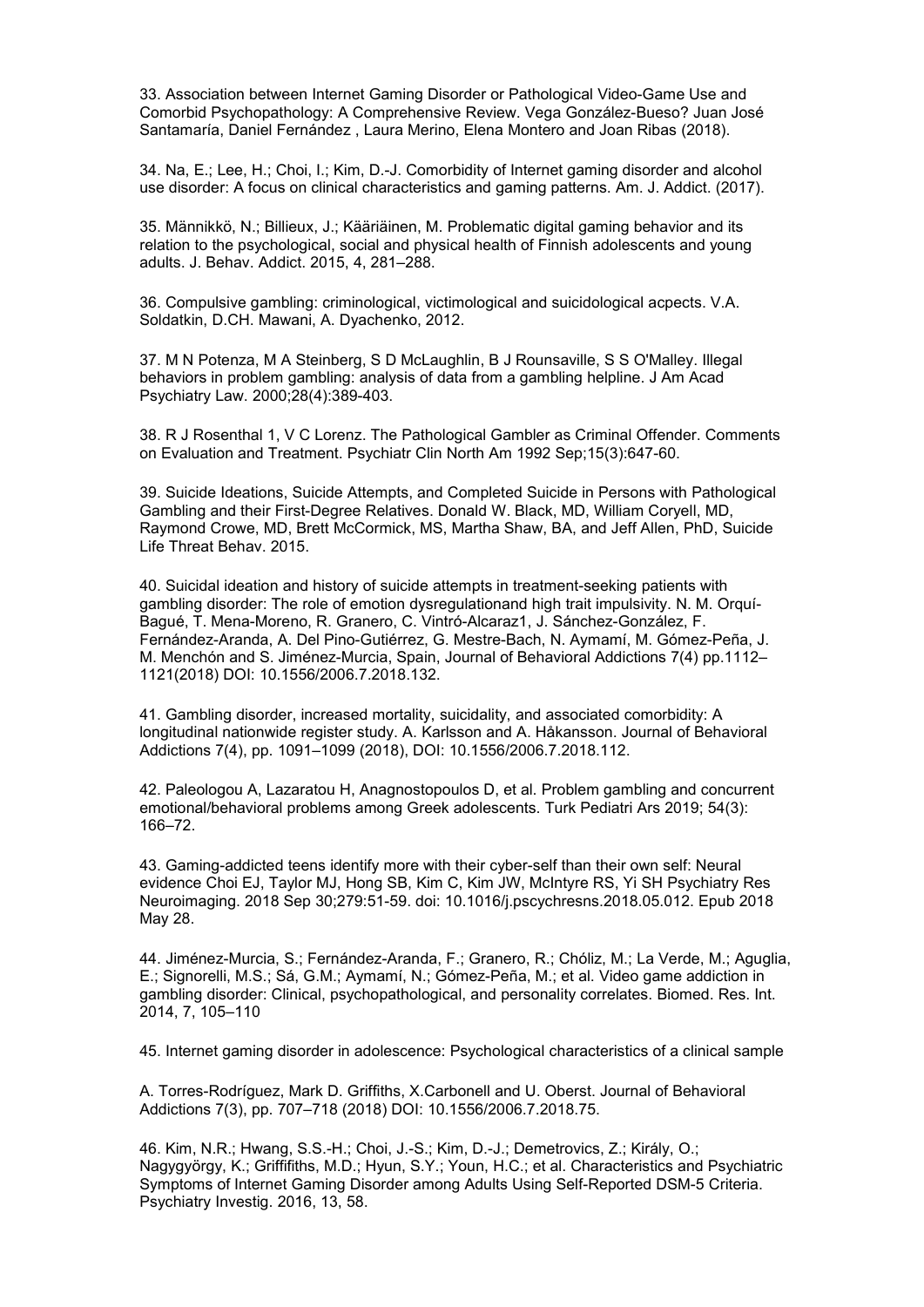33. Association between Internet Gaming Disorder or Pathological Video-Game Use and Comorbid Psychopathology: A Comprehensive Review. Vega González-Bueso? Juan José Santamaría, Daniel Fernández , Laura Merino, Elena Montero and Joan Ribas (2018).

34. Na, E.; Lee, H.; Choi, I.; Kim, D.-J. Comorbidity of Internet gaming disorder and alcohol use disorder: A focus on clinical characteristics and gaming patterns. Am. J. Addict. (2017).

35. Männikkö, N.; Billieux, J.; Kääriäinen, M. Problematic digital gaming behavior and its relation to the psychological, social and physical health of Finnish adolescents and young adults. J. Behav. Addict. 2015, 4, 281–288.

36. Compulsive gambling: criminological, victimological and suicidological acpects. V.A. Soldatkin, D.CH. Mawani, A. Dyachenko, 2012.

37. M N Potenza, M A Steinberg, S D McLaughlin, B J Rounsaville, S S O'Malley. Illegal behaviors in problem gambling: analysis of data from a gambling helpline. J Am Acad Psychiatry Law. 2000;28(4):389-403.

38. R J Rosenthal 1, V C Lorenz. The Pathological Gambler as Criminal Offender. Comments on Evaluation and Treatment. Psychiatr Clin North Am 1992 Sep;15(3):647-60.

39. Suicide Ideations, Suicide Attempts, and Completed Suicide in Persons with Pathological Gambling and their First-Degree Relatives. Donald W. Black, MD, William Coryell, MD, Raymond Crowe, MD, Brett McCormick, MS, Martha Shaw, BA, and Jeff Allen, PhD, Suicide Life Threat Behav. 2015.

40. Suicidal ideation and history of suicide attempts in treatment-seeking patients with gambling disorder: The role of emotion dysregulationand high trait impulsivity. N. M. Orquí-Bagué, T. Mena-Moreno, R. Granero, C. Vintró-Alcaraz1, J. Sánchez-González, F. Fernández-Aranda, A. Del Pino-Gutiérrez, G. Mestre-Bach, N. Aymamí, M. Gómez-Peña, J. M. Menchón and S. Jiménez-Murcia, Spain, Journal of Behavioral Addictions 7(4) pp.1112–1121(2018) DOI: 10.1556/2006.7.2018.132.

41. Gambling disorder, increased mortality, suicidality, and associated comorbidity: A longitudinal nationwide register study. A. Karlsson and A. Håkansson. Journal of Behavioral Addictions 7(4), pp. 1091–1099 (2018), DOI: 10.1556/2006.7.2018.112.

42. Paleologou A, Lazaratou H, Anagnostopoulos D, et al. Problem gambling and concurrent emotional/behavioral problems among Greek adolescents. Turk Pediatri Ars 2019; 54(3): 166–72.

43. Gaming-addicted teens identify more with their cyber-self than their own self: Neural evidence Choi EJ, Taylor MJ, Hong SB, Kim C, Kim JW, McIntyre RS, Yi SH Psychiatry Res Neuroimaging. 2018 Sep 30;279:51-59. doi: 10.1016/j.pscychresns.2018.05.012. Epub 2018 May 28.

44. Jiménez-Murcia, S.; Fernández-Aranda, F.; Granero, R.; Chóliz, M.; La Verde, M.; Aguglia, E.; Signorelli, M.S.; Sá, G.M.; Aymamí, N.; Gómez-Peña, M.; et al. Video game addiction in gambling disorder: Clinical, psychopathological, and personality correlates. Biomed. Res. Int. 2014, 7, 105–110

45. Internet gaming disorder in adolescence: Psychological characteristics of a clinical sample

A. Torres-Rodríguez, Mark D. Griffiths, X.Carbonell and U. Oberst. Journal of Behavioral Addictions 7(3), pp. 707–718 (2018) DOI: 10.1556/2006.7.2018.75.

46. Kim, N.R.; Hwang, S.S.-H.; Choi, J.-S.; Kim, D.-J.; Demetrovics, Z.; Király, O.; Nagygyörgy, K.; Griffifiths, M.D.; Hyun, S.Y.; Youn, H.C.; et al. Characteristics and Psychiatric Symptoms of Internet Gaming Disorder among Adults Using Self-Reported DSM-5 Criteria. Psychiatry Investig. 2016, 13, 58.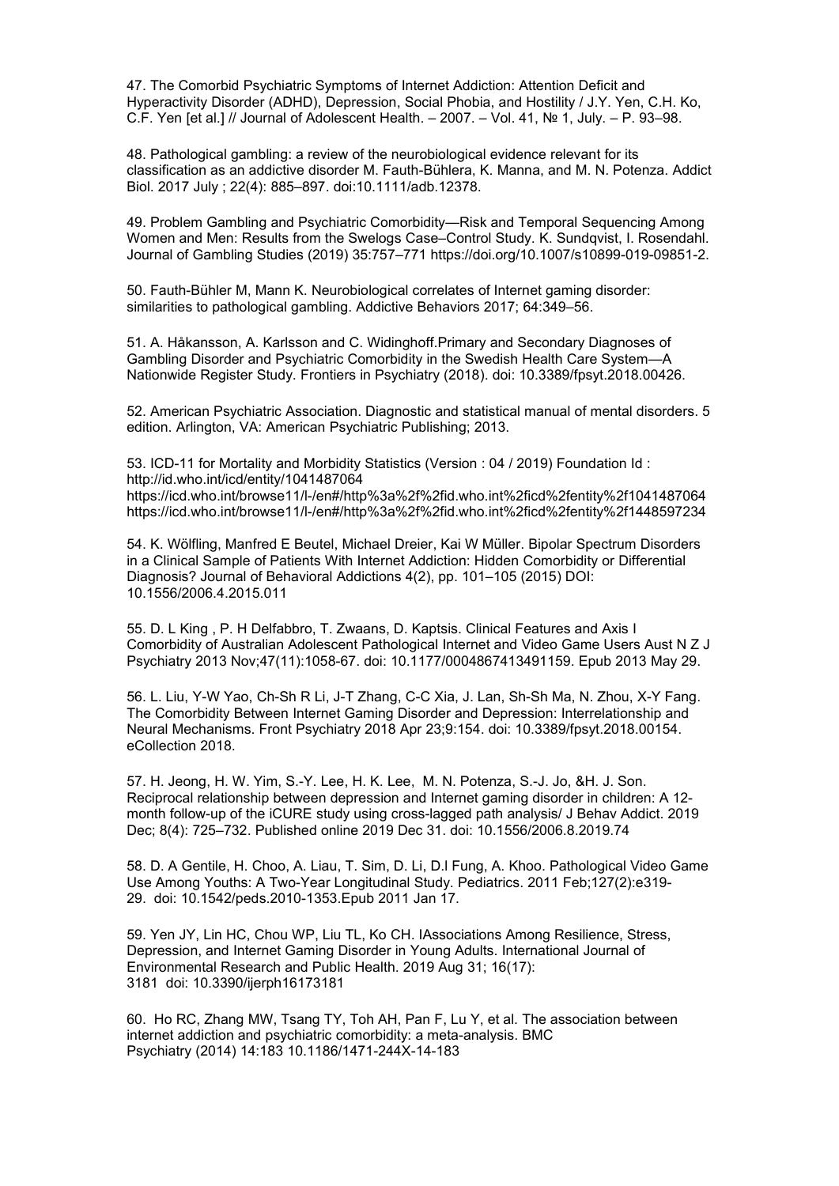47. The Comorbid Psychiatric Symptoms of Internet Addiction: Attention Deficit and Hyperactivity Disorder (ADHD), Depression, Social Phobia, and Hostility / J.Y. Yen, C.H. Ko, C.F. Yen [et al.] // Journal of Adolescent Health. – 2007. – Vol. 41, № 1, July. – P. 93–98.

48. Pathological gambling: a review of the neurobiological evidence relevant for its classification as an addictive disorder M. Fauth-Bühlera, K. Manna, and M. N. Potenza. Addict Biol. 2017 July ; 22(4): 885–897. doi:10.1111/adb.12378.

49. Problem Gambling and Psychiatric Comorbidity—Risk and Temporal Sequencing Among Women and Men: Results from the Swelogs Case–Control Study. K. Sundqvist, I. Rosendahl. Journal of Gambling Studies (2019) 35:757–771 https://doi.org/10.1007/s10899-019-09851-2.

50. Fauth-Bühler M, Mann K. Neurobiological correlates of Internet gaming disorder: similarities to pathological gambling. Addictive Behaviors 2017; 64:349–56.

51. A. Håkansson, A. Karlsson and C. Widinghoff.Primary and Secondary Diagnoses of Gambling Disorder and Psychiatric Comorbidity in the Swedish Health Care System—A Nationwide Register Study. Frontiers in Psychiatry (2018). doi: 10.3389/fpsyt.2018.00426.

52. American Psychiatric Association. Diagnostic and statistical manual of mental disorders. 5 edition. Arlington, VA: American Psychiatric Publishing; 2013.

53. ICD-11 for Mortality and Morbidity Statistics (Version : 04 / 2019) Foundation Id : http://id.who.int/icd/entity/1041487064
https://icd.who.int/browse11/l-/en#/http%3a%2f%2fid.who.int%2ficd%2fentity%2f1041487064
https://icd.who.int/browse11/l-/en#/http%3a%2f%2fid.who.int%2ficd%2fentity%2f1448597234

54. K. Wölfling, Manfred E Beutel, Michael Dreier, Kai W Müller. Bipolar Spectrum Disorders in a Clinical Sample of Patients With Internet Addiction: Hidden Comorbidity or Differential Diagnosis? Journal of Behavioral Addictions 4(2), pp. 101–105 (2015) DOI: 10.1556/2006.4.2015.011

55. D. L King , P. H Delfabbro, T. Zwaans, D. Kaptsis. Clinical Features and Axis I Comorbidity of Australian Adolescent Pathological Internet and Video Game Users Aust N Z J Psychiatry 2013 Nov;47(11):1058-67. doi: 10.1177/0004867413491159. Epub 2013 May 29.

56. L. Liu, Y-W Yao, Ch-Sh R Li, J-T Zhang, C-C Xia, J. Lan, Sh-Sh Ma, N. Zhou, X-Y Fang. The Comorbidity Between Internet Gaming Disorder and Depression: Interrelationship and Neural Mechanisms. Front Psychiatry 2018 Apr 23;9:154. doi: 10.3389/fpsyt.2018.00154. eCollection 2018.

57. H. Jeong, H. W. Yim, S.-Y. Lee, H. K. Lee, M. N. Potenza, S.-J. Jo, &H. J. Son. Reciprocal relationship between depression and Internet gaming disorder in children: A 12-month follow-up of the iCURE study using cross-lagged path analysis/ J Behav Addict. 2019 Dec; 8(4): 725–732. Published online 2019 Dec 31. doi: 10.1556/2006.8.2019.74

58. D. A Gentile, H. Choo, A. Liau, T. Sim, D. Li, D.l Fung, A. Khoo. Pathological Video Game Use Among Youths: A Two-Year Longitudinal Study. Pediatrics. 2011 Feb;127(2):e319-29. doi: 10.1542/peds.2010-1353.Epub 2011 Jan 17.

59. Yen JY, Lin HC, Chou WP, Liu TL, Ko CH. IAssociations Among Resilience, Stress, Depression, and Internet Gaming Disorder in Young Adults. International Journal of Environmental Research and Public Health. 2019 Aug 31; 16(17): 3181 doi: 10.3390/ijerph16173181

60. Ho RC, Zhang MW, Tsang TY, Toh AH, Pan F, Lu Y, et al. The association between internet addiction and psychiatric comorbidity: a meta-analysis. BMC Psychiatry (2014) 14:183 10.1186/1471-244X-14-183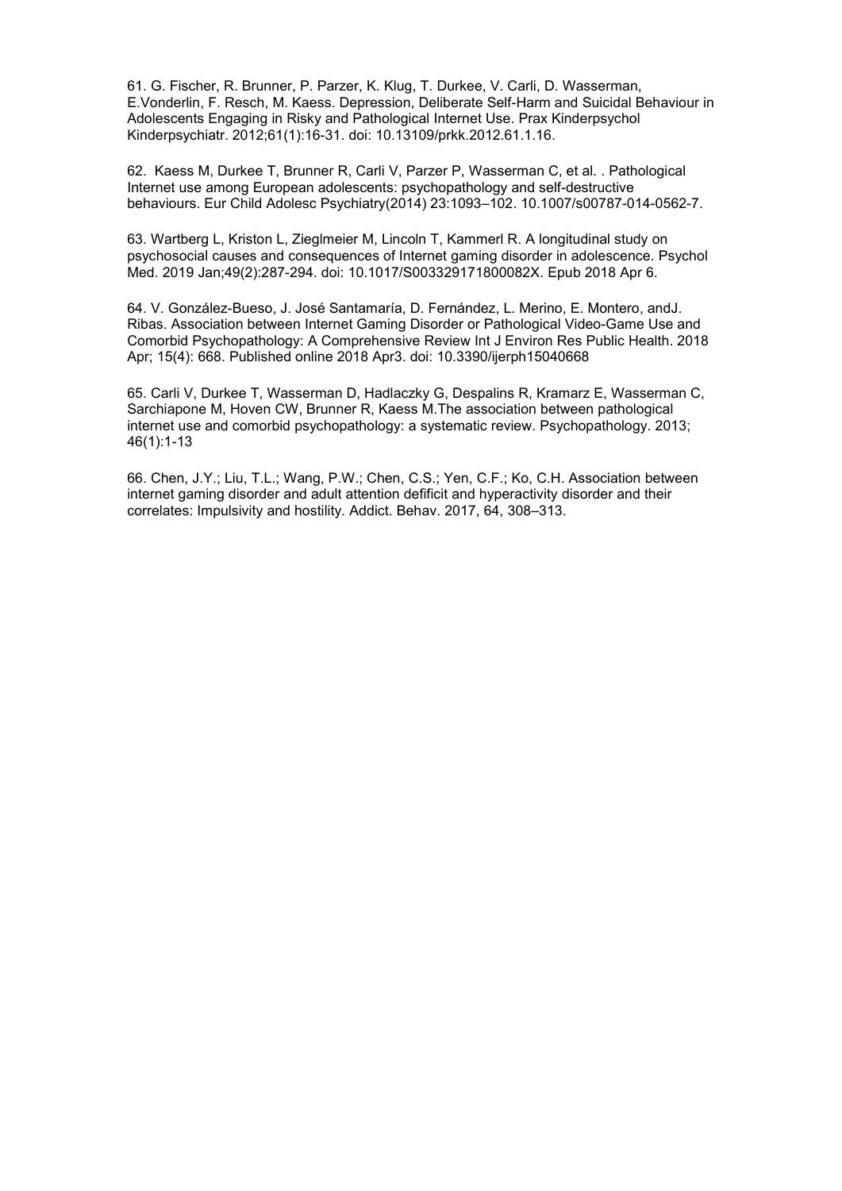61. G. Fischer, R. Brunner, P. Parzer, K. Klug, T. Durkee, V. Carli, D. Wasserman, E.Vonderlin, F. Resch, M. Kaess. Depression, Deliberate Self-Harm and Suicidal Behaviour in Adolescents Engaging in Risky and Pathological Internet Use. Prax Kinderpsychol Kinderpsychiatr. 2012;61(1):16-31. doi: 10.13109/prkk.2012.61.1.16.

62. Kaess M, Durkee T, Brunner R, Carli V, Parzer P, Wasserman C, et al. . Pathological Internet use among European adolescents: psychopathology and self-destructive behaviours. Eur Child Adolesc Psychiatry(2014) 23:1093–102. 10.1007/s00787-014-0562-7.

63. Wartberg L, Kriston L, Zieglmeier M, Lincoln T, Kammerl R. A longitudinal study on psychosocial causes and consequences of Internet gaming disorder in adolescence. Psychol Med. 2019 Jan;49(2):287-294. doi: 10.1017/S003329171800082X. Epub 2018 Apr 6.

64. V. González-Bueso, J. José Santamaría, D. Fernández, L. Merino, E. Montero, andJ. Ribas. Association between Internet Gaming Disorder or Pathological Video-Game Use and Comorbid Psychopathology: A Comprehensive Review Int J Environ Res Public Health. 2018 Apr; 15(4): 668. Published online 2018 Apr3. doi: 10.3390/ijerph15040668

65. Carli V, Durkee T, Wasserman D, Hadlaczky G, Despalins R, Kramarz E, Wasserman C, Sarchiapone M, Hoven CW, Brunner R, Kaess M.The association between pathological internet use and comorbid psychopathology: a systematic review. Psychopathology. 2013; 46(1):1-13

66. Chen, J.Y.; Liu, T.L.; Wang, P.W.; Chen, C.S.; Yen, C.F.; Ko, C.H. Association between internet gaming disorder and adult attention defificit and hyperactivity disorder and their correlates: Impulsivity and hostility. Addict. Behav. 2017, 64, 308–313.